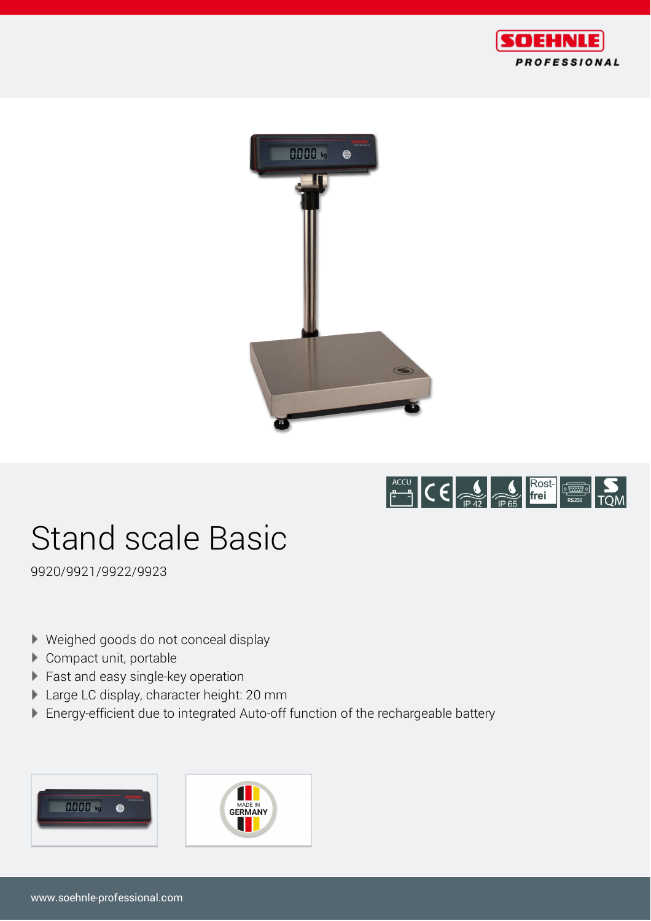# Stand scale Basic

9920/9921/9922/9923

- Weighed goods do not conceal display
- Compact unit, portable
- Fast and easy single-key operation
- Large LC display, character height: 20 mm
- Energy-efficient due to integrated Auto-off function of the rechargeable battery

www.soehnle-professional.com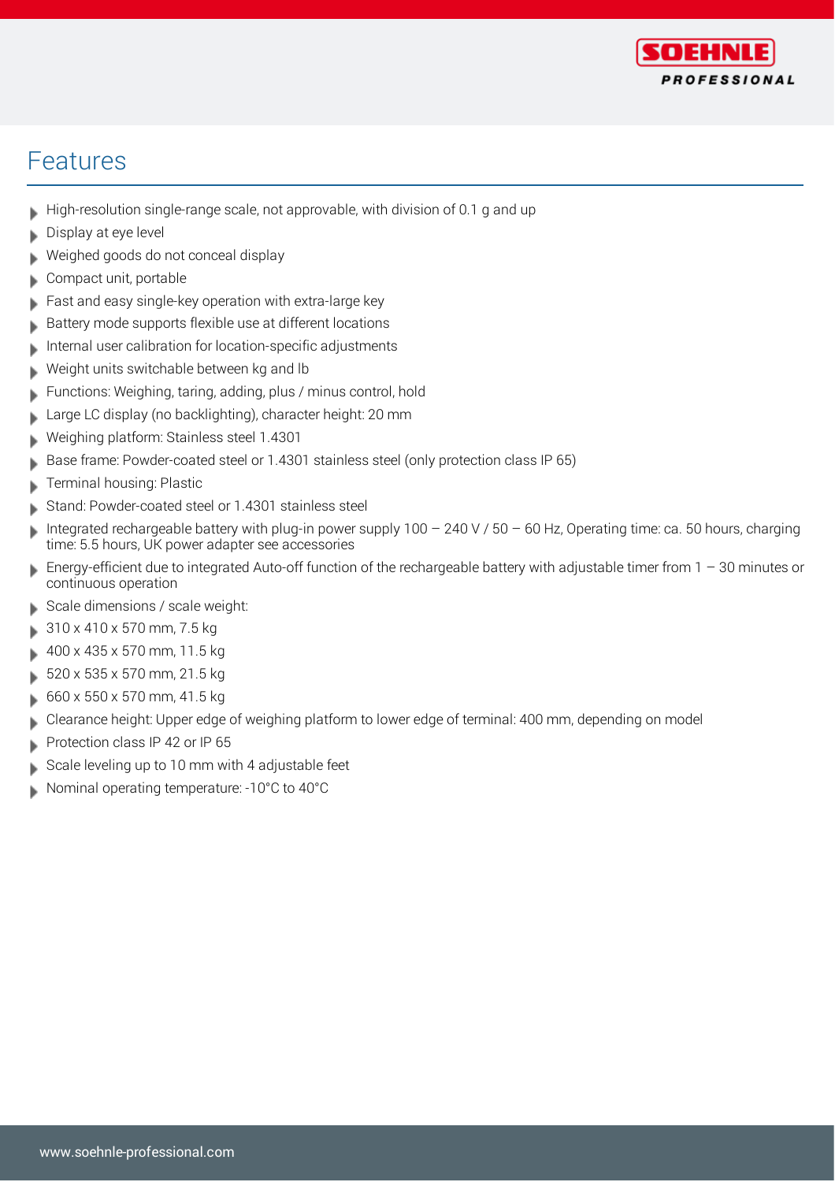## Features

- High-resolution single-range scale, not approvable, with division of 0.1 g and up
- Display at eye level
- Weighed goods do not conceal display
- Compact unit, portable
- Fast and easy single-key operation with extra-large key
- Battery mode supports flexible use at different locations
- Internal user calibration for location-specific adjustments
- Weight units switchable between kg and lb
- Functions: Weighing, taring, adding, plus / minus control, hold
- Large LC display (no backlighting), character height: 20 mm
- Weighing platform: Stainless steel 1.4301
- Base frame: Powder-coated steel or 1.4301 stainless steel (only protection class IP 65)
- Terminal housing: Plastic
- Stand: Powder-coated steel or 1.4301 stainless steel
- Integrated rechargeable battery with plug-in power supply 100 – 240 V / 50 – 60 Hz, Operating time: ca. 50 hours, charging time: 5.5 hours, UK power adapter see accessories
- Energy-efficient due to integrated Auto-off function of the rechargeable battery with adjustable timer from 1 – 30 minutes or continuous operation
- Scale dimensions / scale weight:
- 310 x 410 x 570 mm, 7.5 kg
- 400 x 435 x 570 mm, 11.5 kg
- 520 x 535 x 570 mm, 21.5 kg
- 660 x 550 x 570 mm, 41.5 kg
- Clearance height: Upper edge of weighing platform to lower edge of terminal: 400 mm, depending on model
- Protection class IP 42 or IP 65
- Scale leveling up to 10 mm with 4 adjustable feet
- Nominal operating temperature: -10°C to 40°C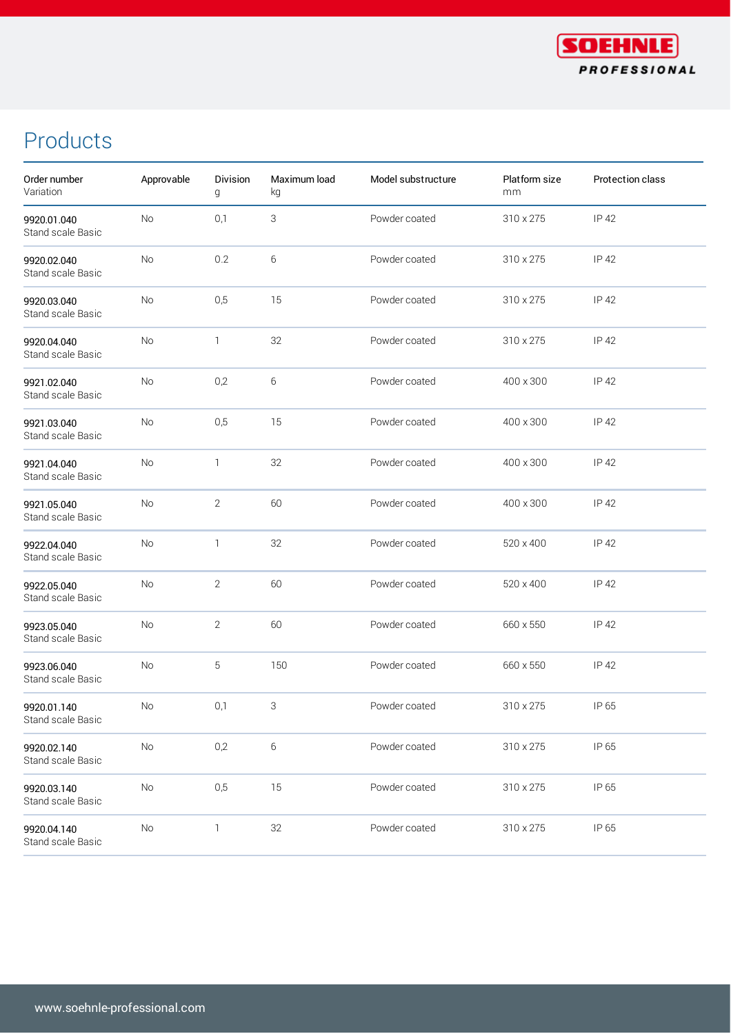# Products

| Order number<br>Variation | Approvable | Division<br>g | Maximum load<br>kg | Model substructure | Platform size<br>mm | Protection class |
|---|---|---|---|---|---|---|
| 9920.01.040<br>Stand scale Basic | No | 0,1 | 3 | Powder coated | 310 x 275 | IP 42 |
| 9920.02.040<br>Stand scale Basic | No | 0.2 | 6 | Powder coated | 310 x 275 | IP 42 |
| 9920.03.040<br>Stand scale Basic | No | 0,5 | 15 | Powder coated | 310 x 275 | IP 42 |
| 9920.04.040<br>Stand scale Basic | No | 1 | 32 | Powder coated | 310 x 275 | IP 42 |
| 9921.02.040<br>Stand scale Basic | No | 0,2 | 6 | Powder coated | 400 x 300 | IP 42 |
| 9921.03.040<br>Stand scale Basic | No | 0,5 | 15 | Powder coated | 400 x 300 | IP 42 |
| 9921.04.040<br>Stand scale Basic | No | 1 | 32 | Powder coated | 400 x 300 | IP 42 |
| 9921.05.040<br>Stand scale Basic | No | 2 | 60 | Powder coated | 400 x 300 | IP 42 |
| 9922.04.040<br>Stand scale Basic | No | 1 | 32 | Powder coated | 520 x 400 | IP 42 |
| 9922.05.040<br>Stand scale Basic | No | 2 | 60 | Powder coated | 520 x 400 | IP 42 |
| 9923.05.040<br>Stand scale Basic | No | 2 | 60 | Powder coated | 660 x 550 | IP 42 |
| 9923.06.040<br>Stand scale Basic | No | 5 | 150 | Powder coated | 660 x 550 | IP 42 |
| 9920.01.140<br>Stand scale Basic | No | 0,1 | 3 | Powder coated | 310 x 275 | IP 65 |
| 9920.02.140<br>Stand scale Basic | No | 0,2 | 6 | Powder coated | 310 x 275 | IP 65 |
| 9920.03.140<br>Stand scale Basic | No | 0,5 | 15 | Powder coated | 310 x 275 | IP 65 |
| 9920.04.140<br>Stand scale Basic | No | 1 | 32 | Powder coated | 310 x 275 | IP 65 |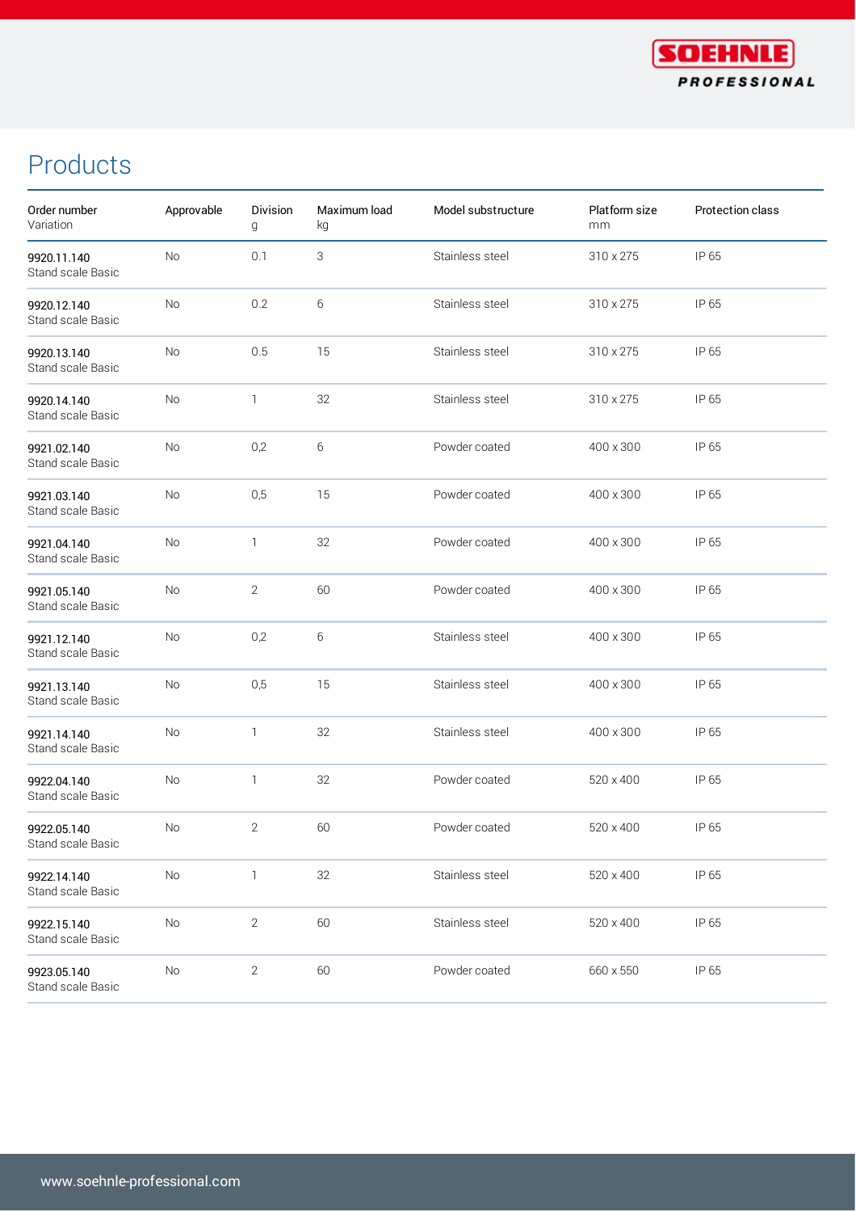# Products

| Order number<br>Variation | Approvable | Division<br>g | Maximum load<br>kg | Model substructure | Platform size<br>mm | Protection class |
|---|---|---|---|---|---|---|
| 9920.11.140<br>Stand scale Basic | No | 0.1 | 3 | Stainless steel | 310 x 275 | IP 65 |
| 9920.12.140<br>Stand scale Basic | No | 0.2 | 6 | Stainless steel | 310 x 275 | IP 65 |
| 9920.13.140<br>Stand scale Basic | No | 0.5 | 15 | Stainless steel | 310 x 275 | IP 65 |
| 9920.14.140<br>Stand scale Basic | No | 1 | 32 | Stainless steel | 310 x 275 | IP 65 |
| 9921.02.140<br>Stand scale Basic | No | 0,2 | 6 | Powder coated | 400 x 300 | IP 65 |
| 9921.03.140<br>Stand scale Basic | No | 0,5 | 15 | Powder coated | 400 x 300 | IP 65 |
| 9921.04.140<br>Stand scale Basic | No | 1 | 32 | Powder coated | 400 x 300 | IP 65 |
| 9921.05.140<br>Stand scale Basic | No | 2 | 60 | Powder coated | 400 x 300 | IP 65 |
| 9921.12.140<br>Stand scale Basic | No | 0,2 | 6 | Stainless steel | 400 x 300 | IP 65 |
| 9921.13.140<br>Stand scale Basic | No | 0,5 | 15 | Stainless steel | 400 x 300 | IP 65 |
| 9921.14.140<br>Stand scale Basic | No | 1 | 32 | Stainless steel | 400 x 300 | IP 65 |
| 9922.04.140<br>Stand scale Basic | No | 1 | 32 | Powder coated | 520 x 400 | IP 65 |
| 9922.05.140<br>Stand scale Basic | No | 2 | 60 | Powder coated | 520 x 400 | IP 65 |
| 9922.14.140<br>Stand scale Basic | No | 1 | 32 | Stainless steel | 520 x 400 | IP 65 |
| 9922.15.140<br>Stand scale Basic | No | 2 | 60 | Stainless steel | 520 x 400 | IP 65 |
| 9923.05.140<br>Stand scale Basic | No | 2 | 60 | Powder coated | 660 x 550 | IP 65 |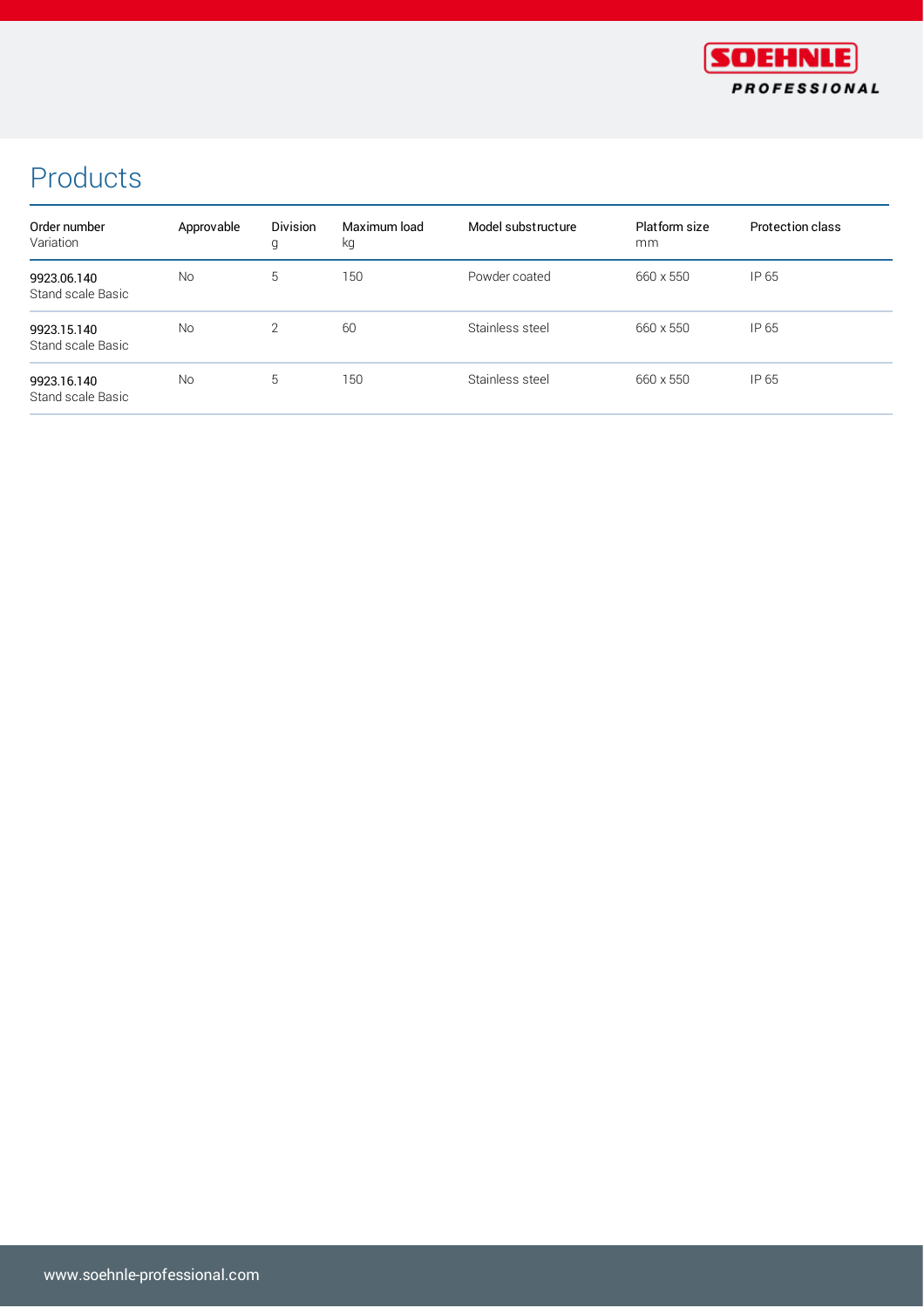# Products

| Order number<br>Variation | Approvable | Division<br>g | Maximum load<br>kg | Model substructure | Platform size<br>mm | Protection class |
|---|---|---|---|---|---|---|
| 9923.06.140<br>Stand scale Basic | No | 5 | 150 | Powder coated | 660 x 550 | IP 65 |
| 9923.15.140<br>Stand scale Basic | No | 2 | 60 | Stainless steel | 660 x 550 | IP 65 |
| 9923.16.140<br>Stand scale Basic | No | 5 | 150 | Stainless steel | 660 x 550 | IP 65 |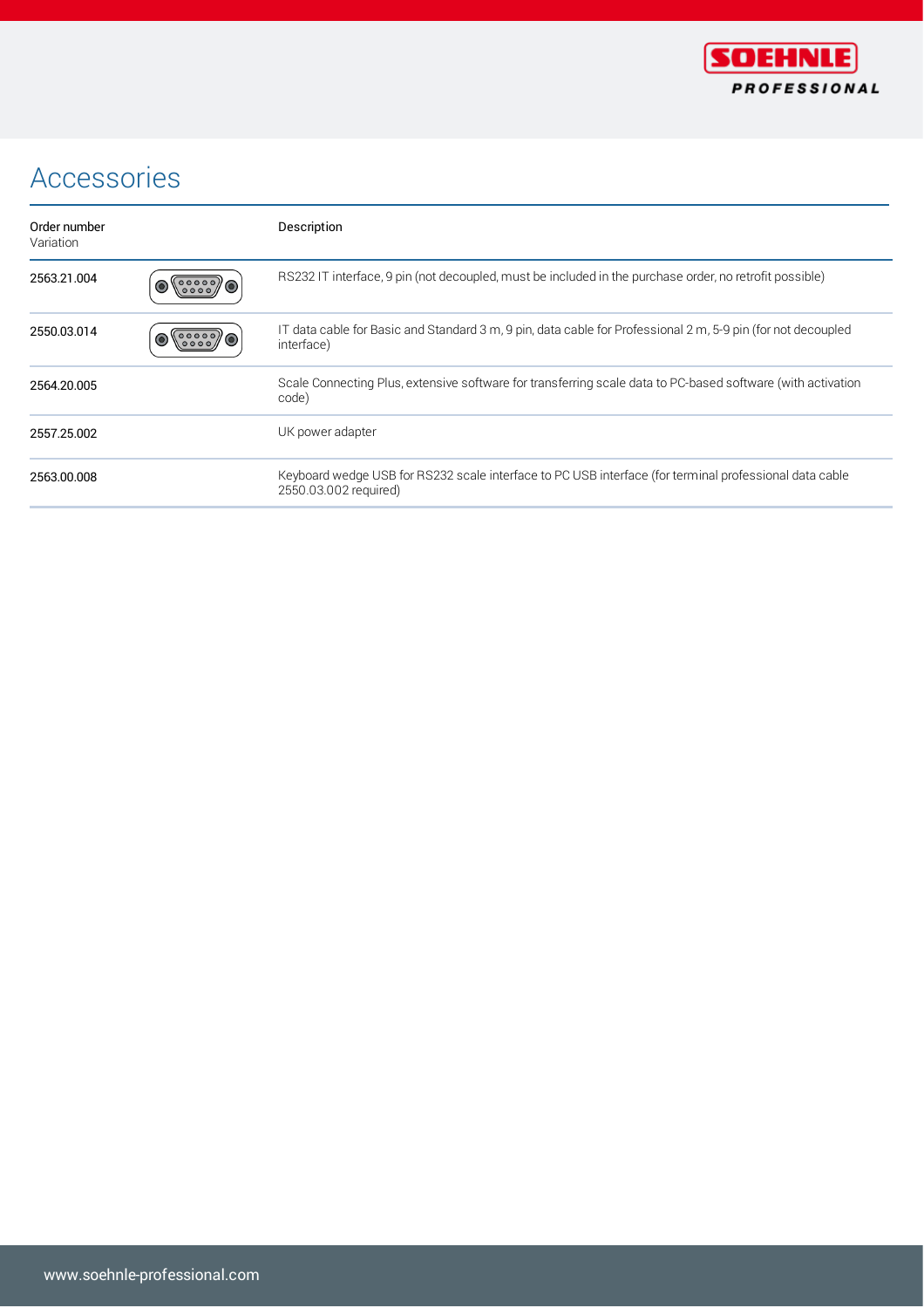# Accessories

| Order number<br>Variation | | Description |
|---|---|---|
| 2563.21.004 | | RS232 IT interface, 9 pin (not decoupled, must be included in the purchase order, no retrofit possible) |
| 2550.03.014 | | IT data cable for Basic and Standard 3 m, 9 pin, data cable for Professional 2 m, 5-9 pin (for not decoupled interface) |
| 2564.20.005 | | Scale Connecting Plus, extensive software for transferring scale data to PC-based software (with activation code) |
| 2557.25.002 | | UK power adapter |
| 2563.00.008 | | Keyboard wedge USB for RS232 scale interface to PC USB interface (for terminal professional data cable 2550.03.002 required) |

www.soehnle-professional.com